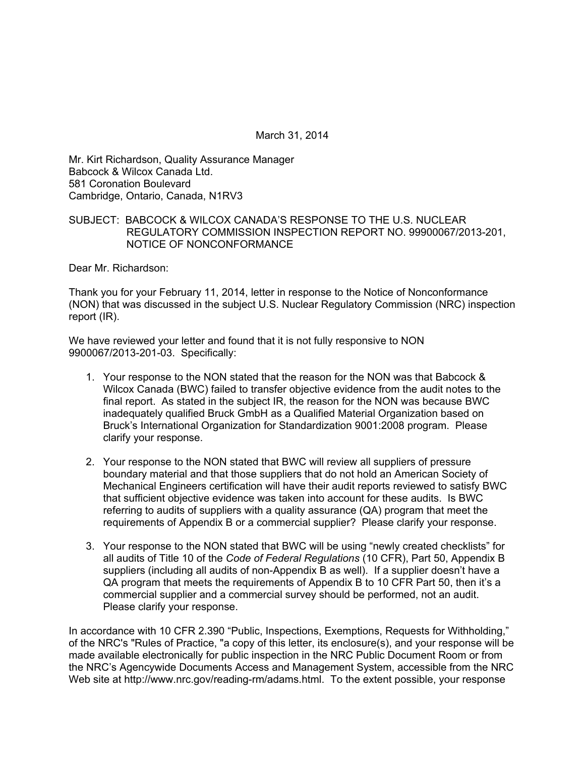March 31, 2014

Mr. Kirt Richardson, Quality Assurance Manager
Babcock & Wilcox Canada Ltd.
581 Coronation Boulevard
Cambridge, Ontario, Canada, N1RV3

SUBJECT: BABCOCK & WILCOX CANADA'S RESPONSE TO THE U.S. NUCLEAR REGULATORY COMMISSION INSPECTION REPORT NO. 99900067/2013-201, NOTICE OF NONCONFORMANCE

Dear Mr. Richardson:

Thank you for your February 11, 2014, letter in response to the Notice of Nonconformance (NON) that was discussed in the subject U.S. Nuclear Regulatory Commission (NRC) inspection report (IR).

We have reviewed your letter and found that it is not fully responsive to NON 9900067/2013-201-03. Specifically:

1. Your response to the NON stated that the reason for the NON was that Babcock & Wilcox Canada (BWC) failed to transfer objective evidence from the audit notes to the final report. As stated in the subject IR, the reason for the NON was because BWC inadequately qualified Bruck GmbH as a Qualified Material Organization based on Bruck's International Organization for Standardization 9001:2008 program. Please clarify your response.

2. Your response to the NON stated that BWC will review all suppliers of pressure boundary material and that those suppliers that do not hold an American Society of Mechanical Engineers certification will have their audit reports reviewed to satisfy BWC that sufficient objective evidence was taken into account for these audits. Is BWC referring to audits of suppliers with a quality assurance (QA) program that meet the requirements of Appendix B or a commercial supplier? Please clarify your response.

3. Your response to the NON stated that BWC will be using "newly created checklists" for all audits of Title 10 of the *Code of Federal Regulations* (10 CFR), Part 50, Appendix B suppliers (including all audits of non-Appendix B as well). If a supplier doesn't have a QA program that meets the requirements of Appendix B to 10 CFR Part 50, then it's a commercial supplier and a commercial survey should be performed, not an audit. Please clarify your response.

In accordance with 10 CFR 2.390 "Public, Inspections, Exemptions, Requests for Withholding," of the NRC's "Rules of Practice, "a copy of this letter, its enclosure(s), and your response will be made available electronically for public inspection in the NRC Public Document Room or from the NRC's Agencywide Documents Access and Management System, accessible from the NRC Web site at http://www.nrc.gov/reading-rm/adams.html. To the extent possible, your response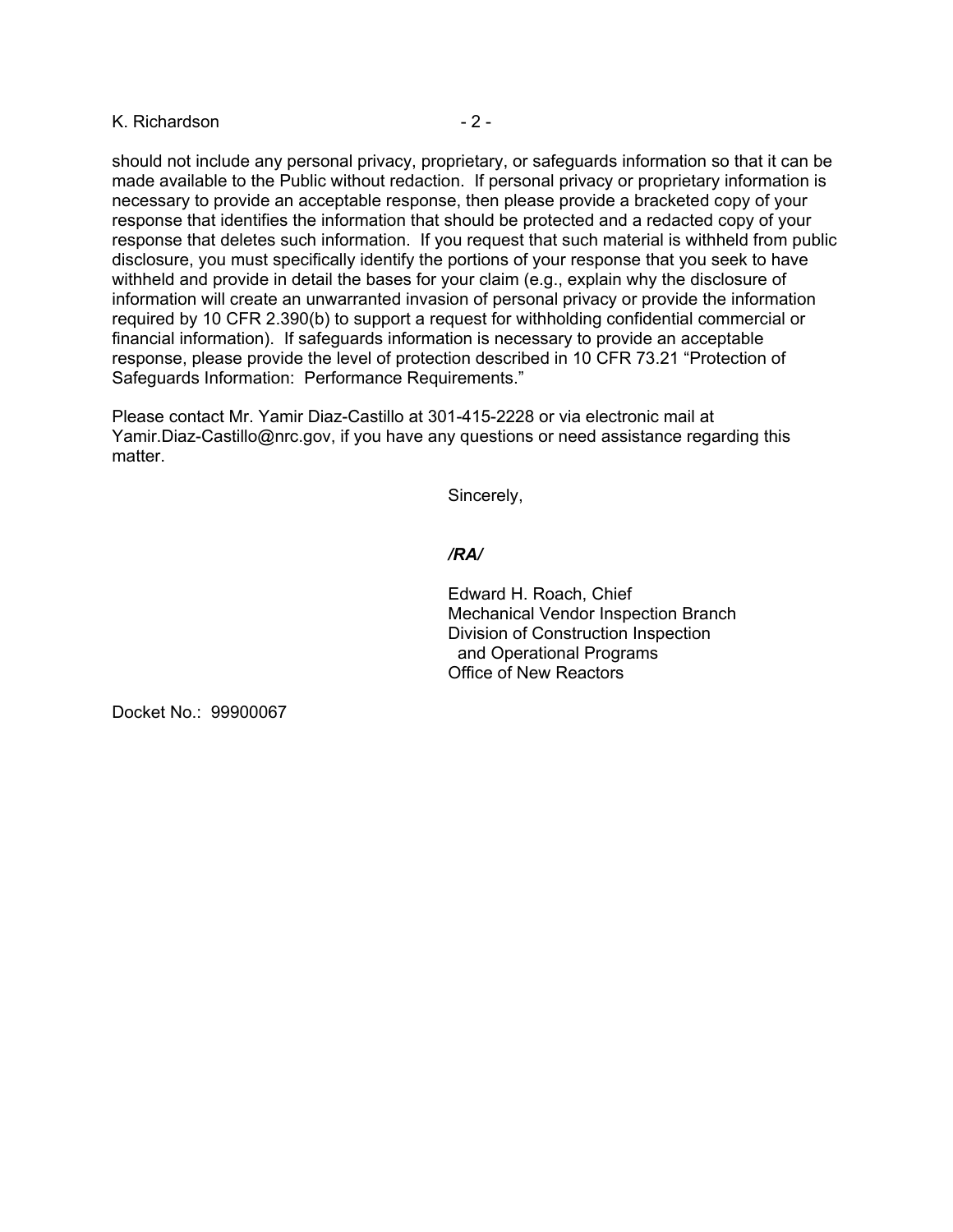should not include any personal privacy, proprietary, or safeguards information so that it can be made available to the Public without redaction. If personal privacy or proprietary information is necessary to provide an acceptable response, then please provide a bracketed copy of your response that identifies the information that should be protected and a redacted copy of your response that deletes such information. If you request that such material is withheld from public disclosure, you must specifically identify the portions of your response that you seek to have withheld and provide in detail the bases for your claim (e.g., explain why the disclosure of information will create an unwarranted invasion of personal privacy or provide the information required by 10 CFR 2.390(b) to support a request for withholding confidential commercial or financial information). If safeguards information is necessary to provide an acceptable response, please provide the level of protection described in 10 CFR 73.21 "Protection of Safeguards Information: Performance Requirements."

Please contact Mr. Yamir Diaz-Castillo at 301-415-2228 or via electronic mail at Yamir.Diaz-Castillo@nrc.gov, if you have any questions or need assistance regarding this matter.

Sincerely,

***/RA/***

Edward H. Roach, Chief
Mechanical Vendor Inspection Branch
Division of Construction Inspection
and Operational Programs
Office of New Reactors

Docket No.: 99900067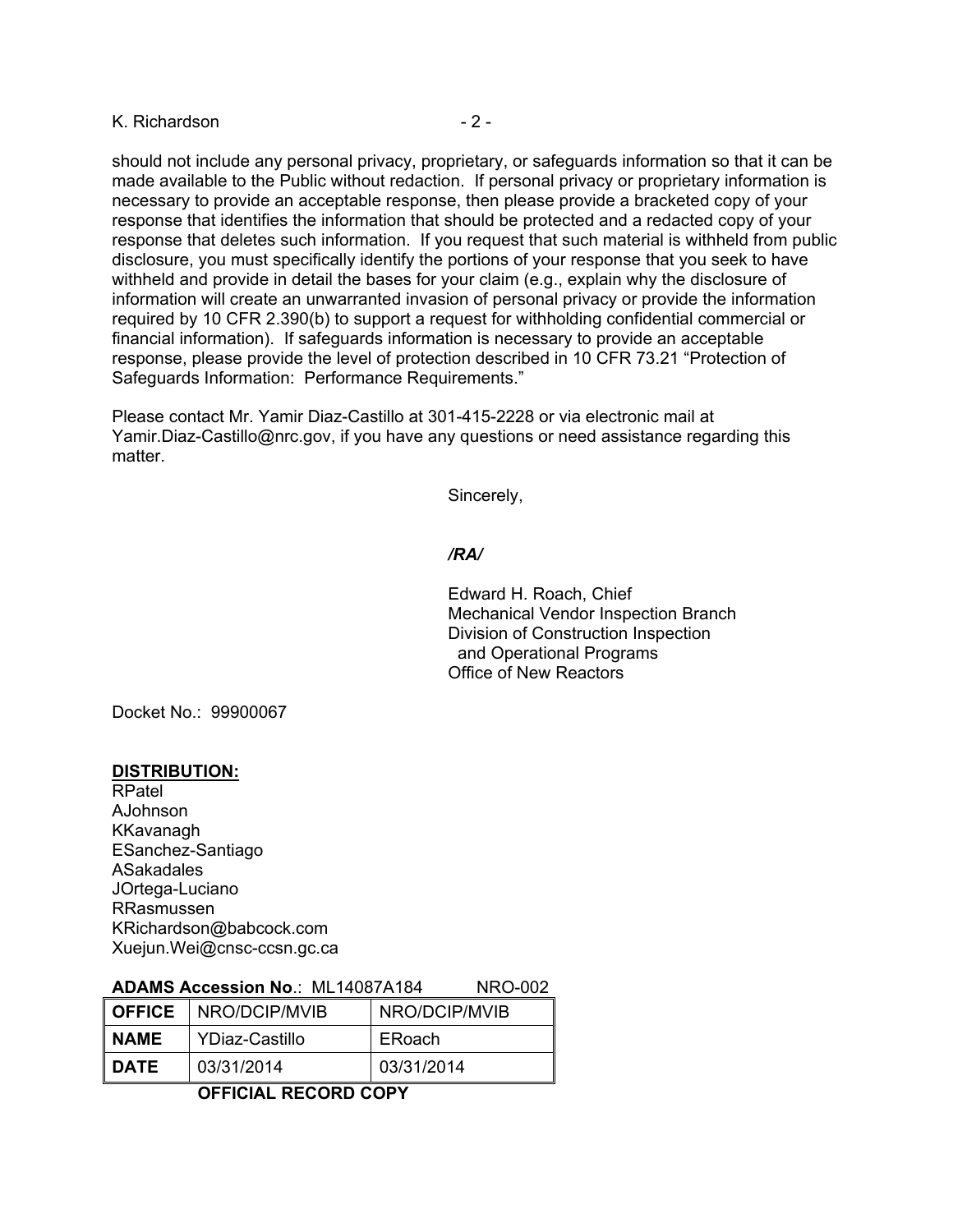should not include any personal privacy, proprietary, or safeguards information so that it can be made available to the Public without redaction. If personal privacy or proprietary information is necessary to provide an acceptable response, then please provide a bracketed copy of your response that identifies the information that should be protected and a redacted copy of your response that deletes such information. If you request that such material is withheld from public disclosure, you must specifically identify the portions of your response that you seek to have withheld and provide in detail the bases for your claim (e.g., explain why the disclosure of information will create an unwarranted invasion of personal privacy or provide the information required by 10 CFR 2.390(b) to support a request for withholding confidential commercial or financial information). If safeguards information is necessary to provide an acceptable response, please provide the level of protection described in 10 CFR 73.21 "Protection of Safeguards Information: Performance Requirements."

Please contact Mr. Yamir Diaz-Castillo at 301-415-2228 or via electronic mail at Yamir.Diaz-Castillo@nrc.gov, if you have any questions or need assistance regarding this matter.

Sincerely,

*/RA/*

Edward H. Roach, Chief
Mechanical Vendor Inspection Branch
Division of Construction Inspection
and Operational Programs
Office of New Reactors

Docket No.: 99900067

**DISTRIBUTION:**
RPatel
AJohnson
KKavanagh
ESanchez-Santiago
ASakadales
JOrtega-Luciano
RRasmussen
KRichardson@babcock.com
Xuejun.Wei@cnsc-ccsn.gc.ca

**ADAMS Accession No**.: ML14087A184 NRO-002

| **OFFICE** | NRO/DCIP/MVIB | NRO/DCIP/MVIB |
|---|---|---|
| **NAME** | YDiaz-Castillo | ERoach |
| **DATE** | 03/31/2014 | 03/31/2014 |

**OFFICIAL RECORD COPY**